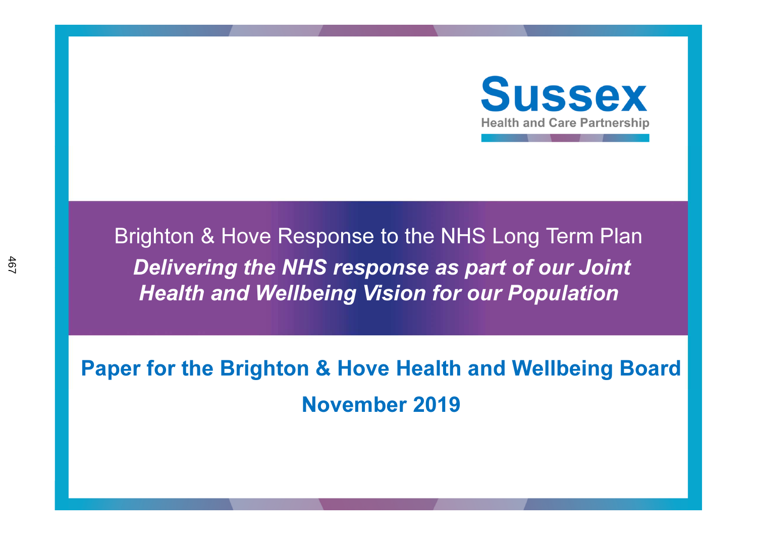**Sussex**
Health and Care Partnership

# Brighton & Hove Response to the NHS Long Term Plan

## *Delivering the NHS response as part of our Joint Health and Wellbeing Vision for our Population*

**Paper for the Brighton & Hove Health and Wellbeing Board**

**November 2019**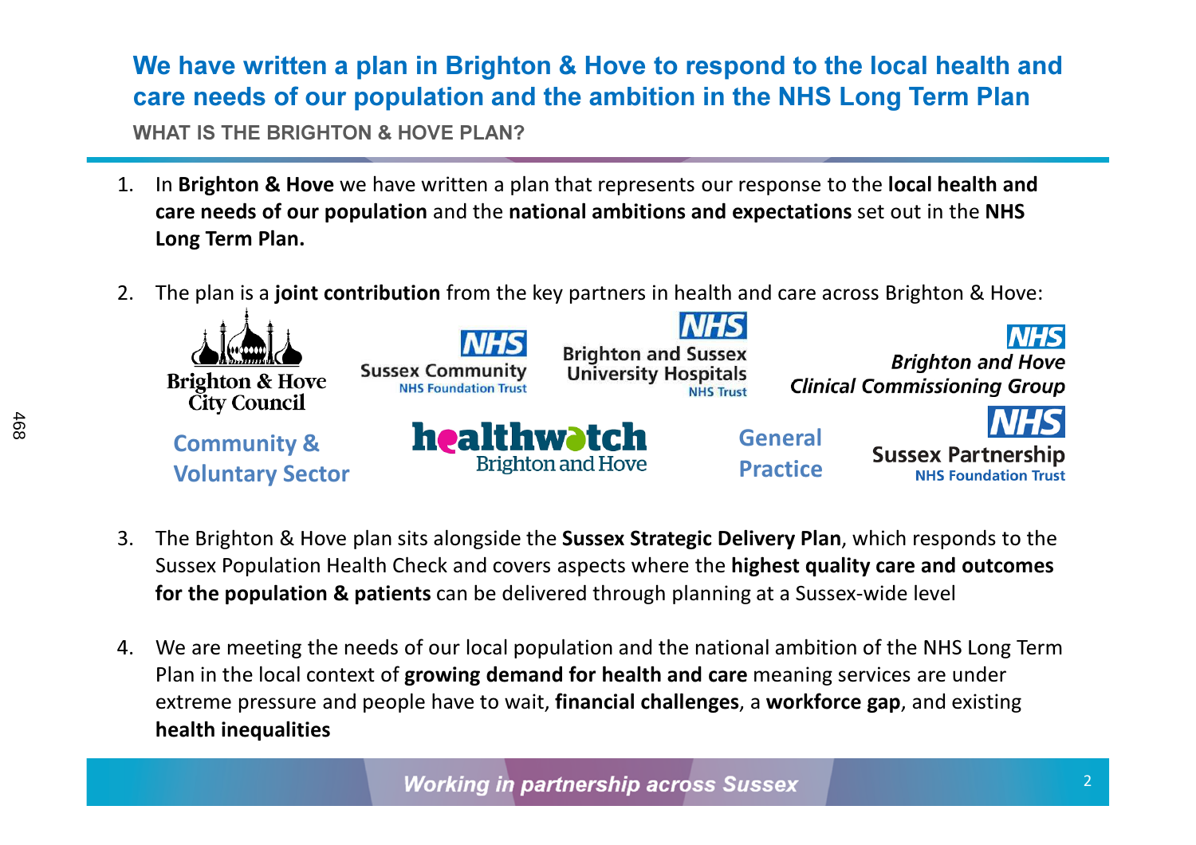# We have written a plan in Brighton & Hove to respond to the local health and care needs of our population and the ambition in the NHS Long Term Plan

## WHAT IS THE BRIGHTON & HOVE PLAN?

1. In **Brighton & Hove** we have written a plan that represents our response to the **local health and care needs of our population** and the **national ambitions and expectations** set out in the **NHS Long Term Plan.**

2. The plan is a **joint contribution** from the key partners in health and care across Brighton & Hove:

   - Brighton & Hove City Council
   - Sussex Community NHS Foundation Trust
   - Brighton and Sussex University Hospitals NHS Trust
   - NHS Brighton and Hove Clinical Commissioning Group
   - Community & Voluntary Sector
   - healthwatch Brighton and Hove
   - General Practice
   - Sussex Partnership NHS Foundation Trust

3. The Brighton & Hove plan sits alongside the **Sussex Strategic Delivery Plan**, which responds to the Sussex Population Health Check and covers aspects where the **highest quality care and outcomes for the population & patients** can be delivered through planning at a Sussex-wide level

4. We are meeting the needs of our local population and the national ambition of the NHS Long Term Plan in the local context of **growing demand for health and care** meaning services are under extreme pressure and people have to wait, **financial challenges**, a **workforce gap**, and existing **health inequalities**

*Working in partnership across Sussex*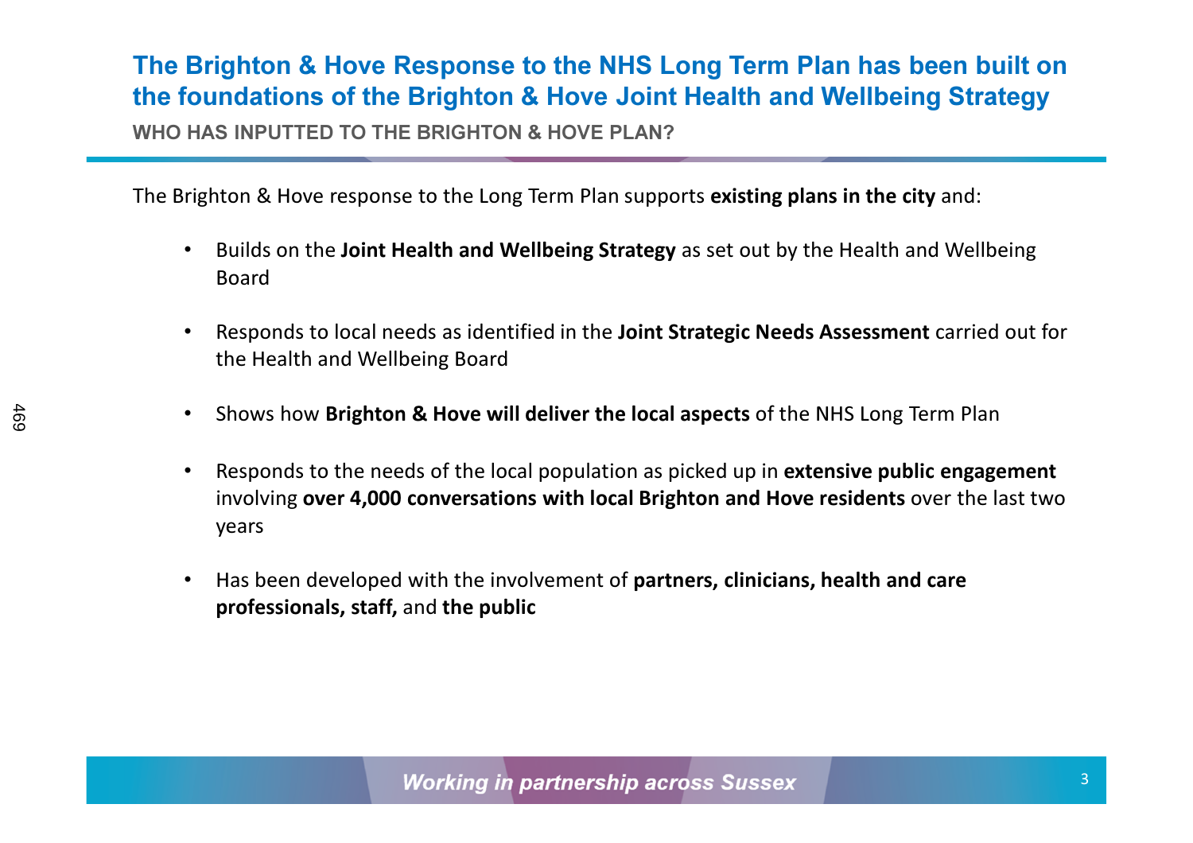## The Brighton & Hove Response to the NHS Long Term Plan has been built on the foundations of the Brighton & Hove Joint Health and Wellbeing Strategy

### WHO HAS INPUTTED TO THE BRIGHTON & HOVE PLAN?

The Brighton & Hove response to the Long Term Plan supports **existing plans in the city** and:

- Builds on the **Joint Health and Wellbeing Strategy** as set out by the Health and Wellbeing Board
- Responds to local needs as identified in the **Joint Strategic Needs Assessment** carried out for the Health and Wellbeing Board
- Shows how **Brighton & Hove will deliver the local aspects** of the NHS Long Term Plan
- Responds to the needs of the local population as picked up in **extensive public engagement** involving **over 4,000 conversations with local Brighton and Hove residents** over the last two years
- Has been developed with the involvement of **partners, clinicians, health and care professionals, staff,** and **the public**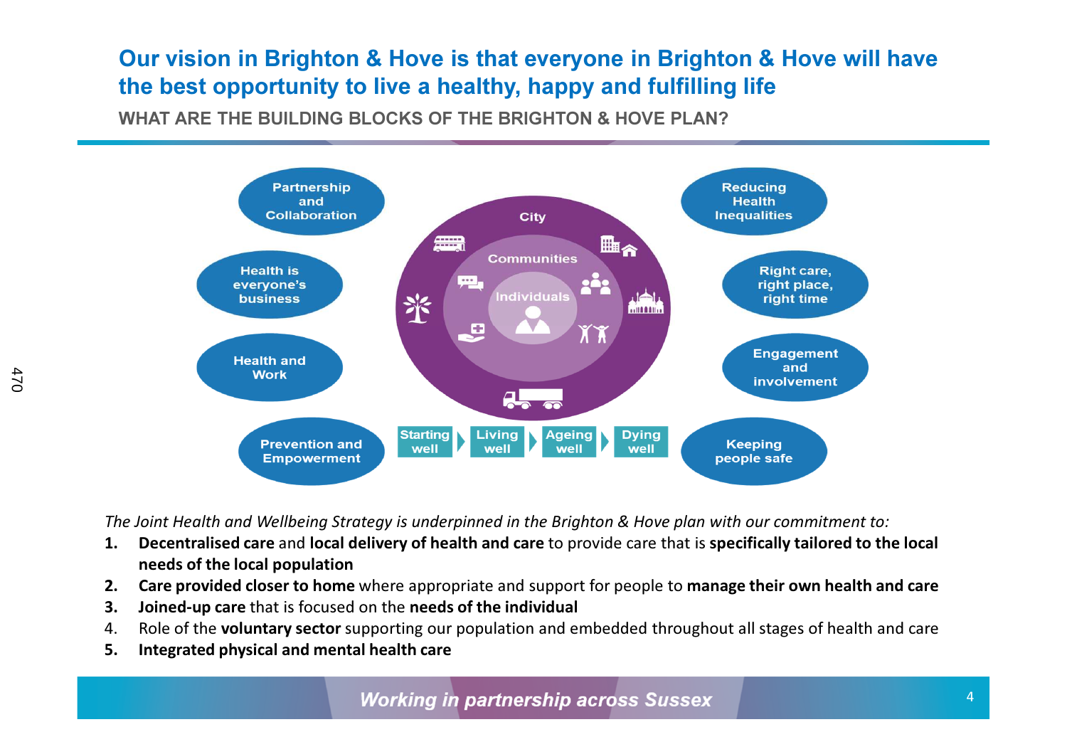# Our vision in Brighton & Hove is that everyone in Brighton & Hove will have the best opportunity to live a healthy, happy and fulfilling life

## WHAT ARE THE BUILDING BLOCKS OF THE BRIGHTON & HOVE PLAN?

- Partnership and Collaboration
- Health is everyone's business
- Health and Work
- Prevention and Empowerment
- Reducing Health Inequalities
- Right care, right place, right time
- Engagement and involvement
- Keeping people safe

City — Communities — Individuals

Starting well → Living well → Ageing well → Dying well

*The Joint Health and Wellbeing Strategy is underpinned in the Brighton & Hove plan with our commitment to:*

1. **Decentralised care** and **local delivery of health and care** to provide care that is **specifically tailored to the local needs of the local population**
2. **Care provided closer to home** where appropriate and support for people to **manage their own health and care**
3. **Joined-up care** that is focused on the **needs of the individual**
4. Role of the **voluntary sector** supporting our population and embedded throughout all stages of health and care
5. **Integrated physical and mental health care**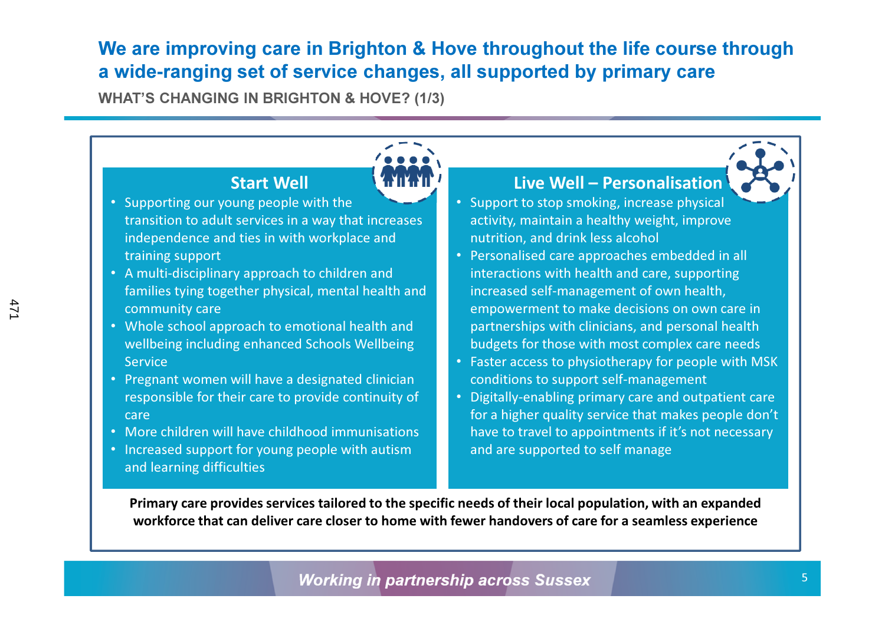# We are improving care in Brighton & Hove throughout the life course through a wide-ranging set of service changes, all supported by primary care

**WHAT'S CHANGING IN BRIGHTON & HOVE? (1/3)**

## Start Well

- Supporting our young people with the transition to adult services in a way that increases independence and ties in with workplace and training support
- A multi-disciplinary approach to children and families tying together physical, mental health and community care
- Whole school approach to emotional health and wellbeing including enhanced Schools Wellbeing Service
- Pregnant women will have a designated clinician responsible for their care to provide continuity of care
- More children will have childhood immunisations
- Increased support for young people with autism and learning difficulties

## Live Well – Personalisation

- Support to stop smoking, increase physical activity, maintain a healthy weight, improve nutrition, and drink less alcohol
- Personalised care approaches embedded in all interactions with health and care, supporting increased self-management of own health, empowerment to make decisions on own care in partnerships with clinicians, and personal health budgets for those with most complex care needs
- Faster access to physiotherapy for people with MSK conditions to support self-management
- Digitally-enabling primary care and outpatient care for a higher quality service that makes people don't have to travel to appointments if it's not necessary and are supported to self manage

**Primary care provides services tailored to the specific needs of their local population, with an expanded workforce that can deliver care closer to home with fewer handovers of care for a seamless experience**

*Working in partnership across Sussex*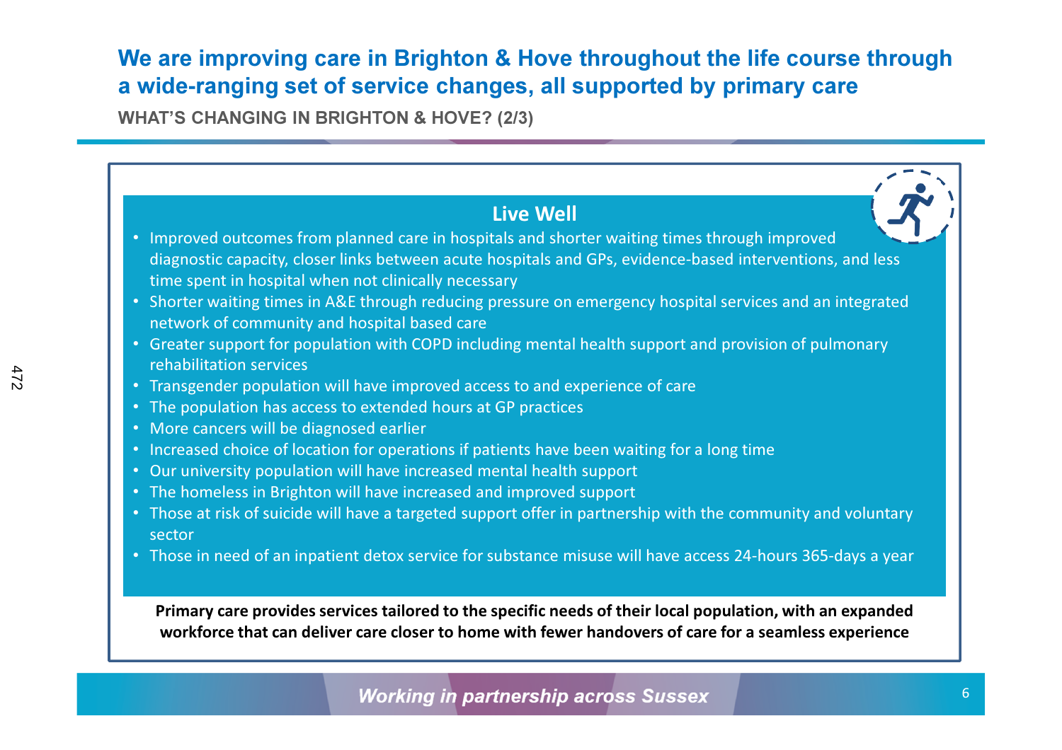# We are improving care in Brighton & Hove throughout the life course through a wide-ranging set of service changes, all supported by primary care

**WHAT'S CHANGING IN BRIGHTON & HOVE? (2/3)**

## Live Well

- Improved outcomes from planned care in hospitals and shorter waiting times through improved diagnostic capacity, closer links between acute hospitals and GPs, evidence-based interventions, and less time spent in hospital when not clinically necessary
- Shorter waiting times in A&E through reducing pressure on emergency hospital services and an integrated network of community and hospital based care
- Greater support for population with COPD including mental health support and provision of pulmonary rehabilitation services
- Transgender population will have improved access to and experience of care
- The population has access to extended hours at GP practices
- More cancers will be diagnosed earlier
- Increased choice of location for operations if patients have been waiting for a long time
- Our university population will have increased mental health support
- The homeless in Brighton will have increased and improved support
- Those at risk of suicide will have a targeted support offer in partnership with the community and voluntary sector
- Those in need of an inpatient detox service for substance misuse will have access 24-hours 365-days a year

**Primary care provides services tailored to the specific needs of their local population, with an expanded workforce that can deliver care closer to home with fewer handovers of care for a seamless experience**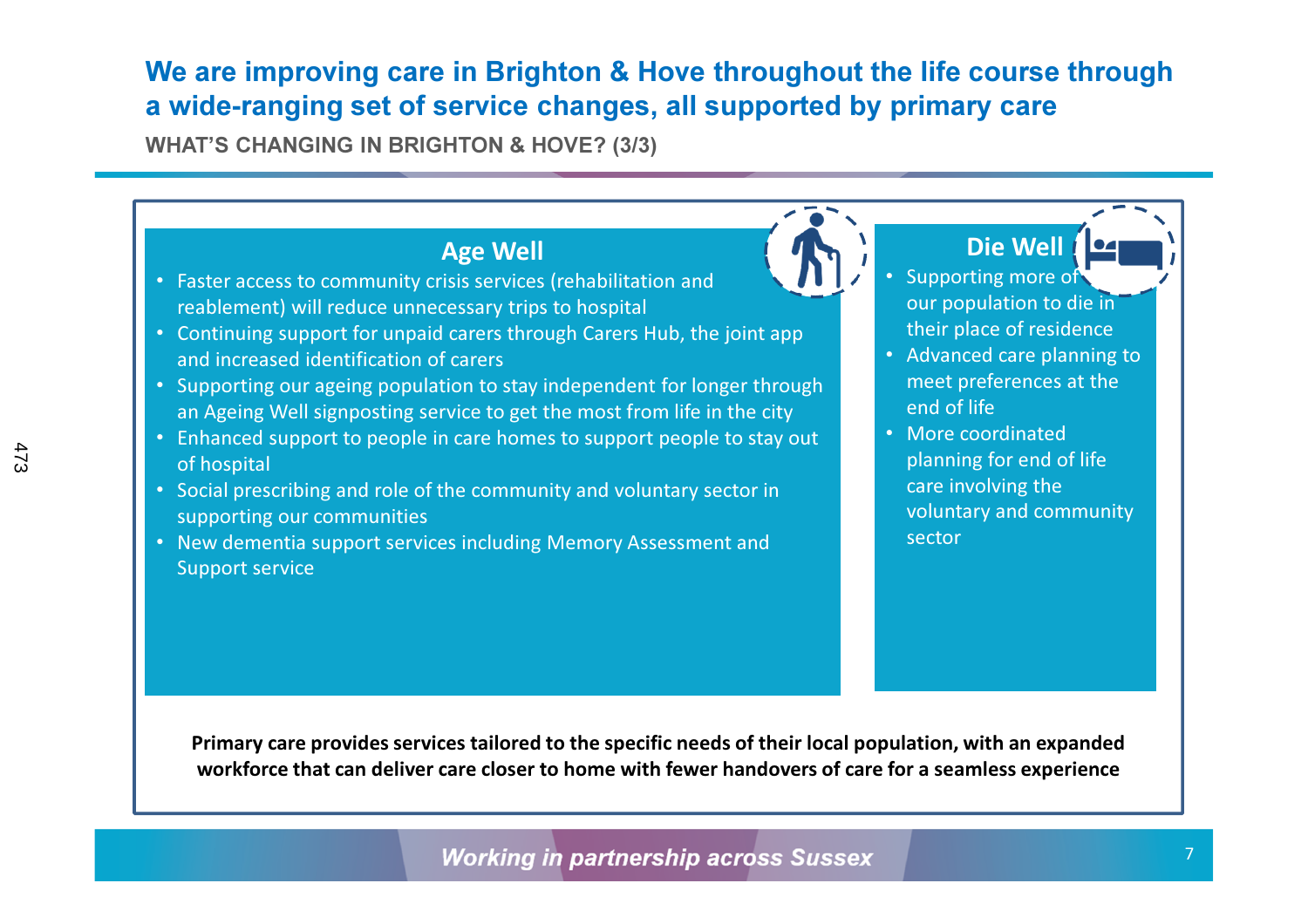# We are improving care in Brighton & Hove throughout the life course through a wide-ranging set of service changes, all supported by primary care

**WHAT'S CHANGING IN BRIGHTON & HOVE? (3/3)**

## Age Well

- Faster access to community crisis services (rehabilitation and reablement) will reduce unnecessary trips to hospital
- Continuing support for unpaid carers through Carers Hub, the joint app and increased identification of carers
- Supporting our ageing population to stay independent for longer through an Ageing Well signposting service to get the most from life in the city
- Enhanced support to people in care homes to support people to stay out of hospital
- Social prescribing and role of the community and voluntary sector in supporting our communities
- New dementia support services including Memory Assessment and Support service

## Die Well

- Supporting more of our population to die in their place of residence
- Advanced care planning to meet preferences at the end of life
- More coordinated planning for end of life care involving the voluntary and community sector

**Primary care provides services tailored to the specific needs of their local population, with an expanded workforce that can deliver care closer to home with fewer handovers of care for a seamless experience**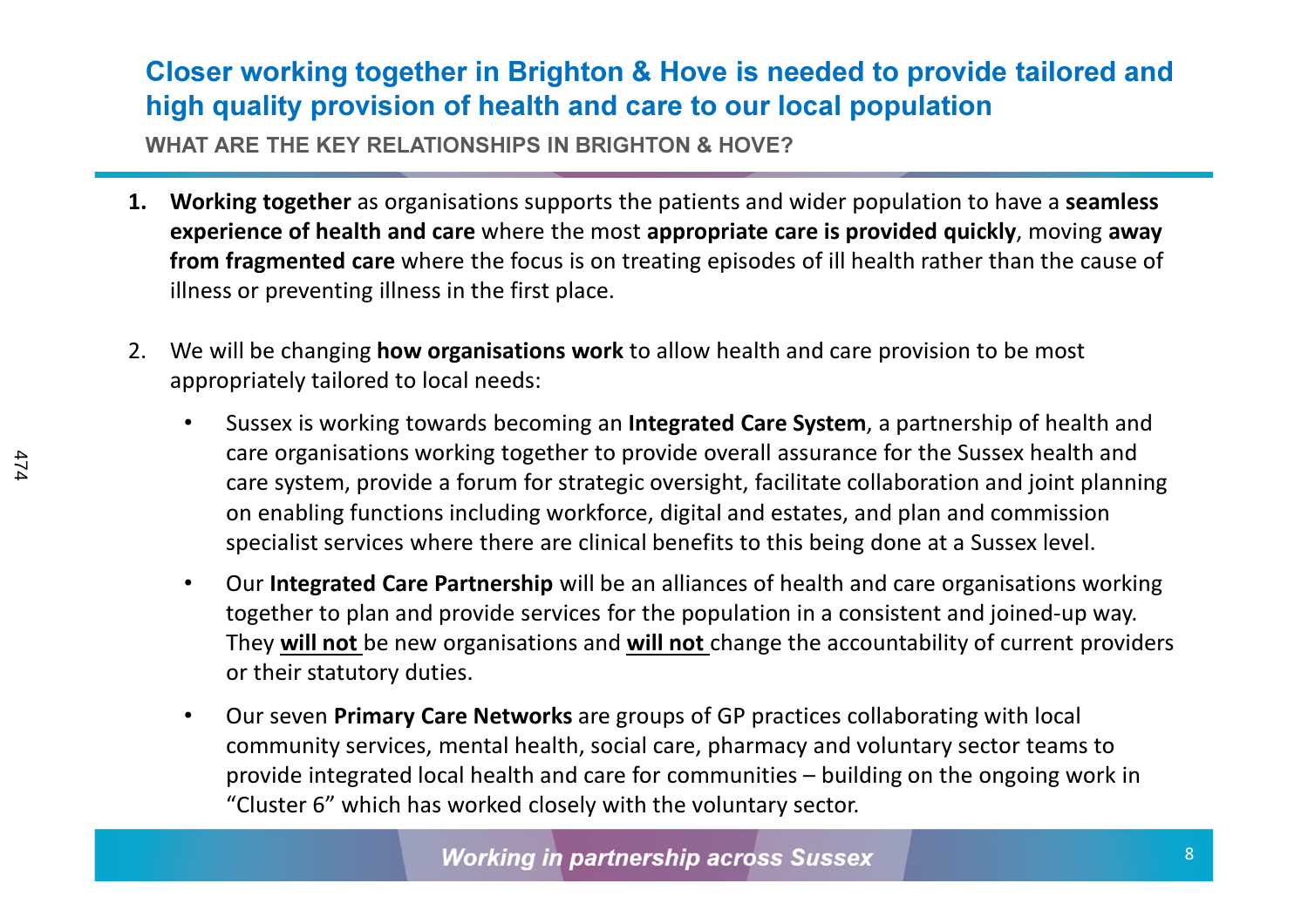## Closer working together in Brighton & Hove is needed to provide tailored and high quality provision of health and care to our local population

### WHAT ARE THE KEY RELATIONSHIPS IN BRIGHTON & HOVE?

1. **Working together** as organisations supports the patients and wider population to have a **seamless experience of health and care** where the most **appropriate care is provided quickly**, moving **away from fragmented care** where the focus is on treating episodes of ill health rather than the cause of illness or preventing illness in the first place.

2. We will be changing **how organisations work** to allow health and care provision to be most appropriately tailored to local needs:

   - Sussex is working towards becoming an **Integrated Care System**, a partnership of health and care organisations working together to provide overall assurance for the Sussex health and care system, provide a forum for strategic oversight, facilitate collaboration and joint planning on enabling functions including workforce, digital and estates, and plan and commission specialist services where there are clinical benefits to this being done at a Sussex level.
   - Our **Integrated Care Partnership** will be an alliances of health and care organisations working together to plan and provide services for the population in a consistent and joined-up way. They **<u>will not</u>** be new organisations and **<u>will not</u>** change the accountability of current providers or their statutory duties.
   - Our seven **Primary Care Networks** are groups of GP practices collaborating with local community services, mental health, social care, pharmacy and voluntary sector teams to provide integrated local health and care for communities – building on the ongoing work in "Cluster 6" which has worked closely with the voluntary sector.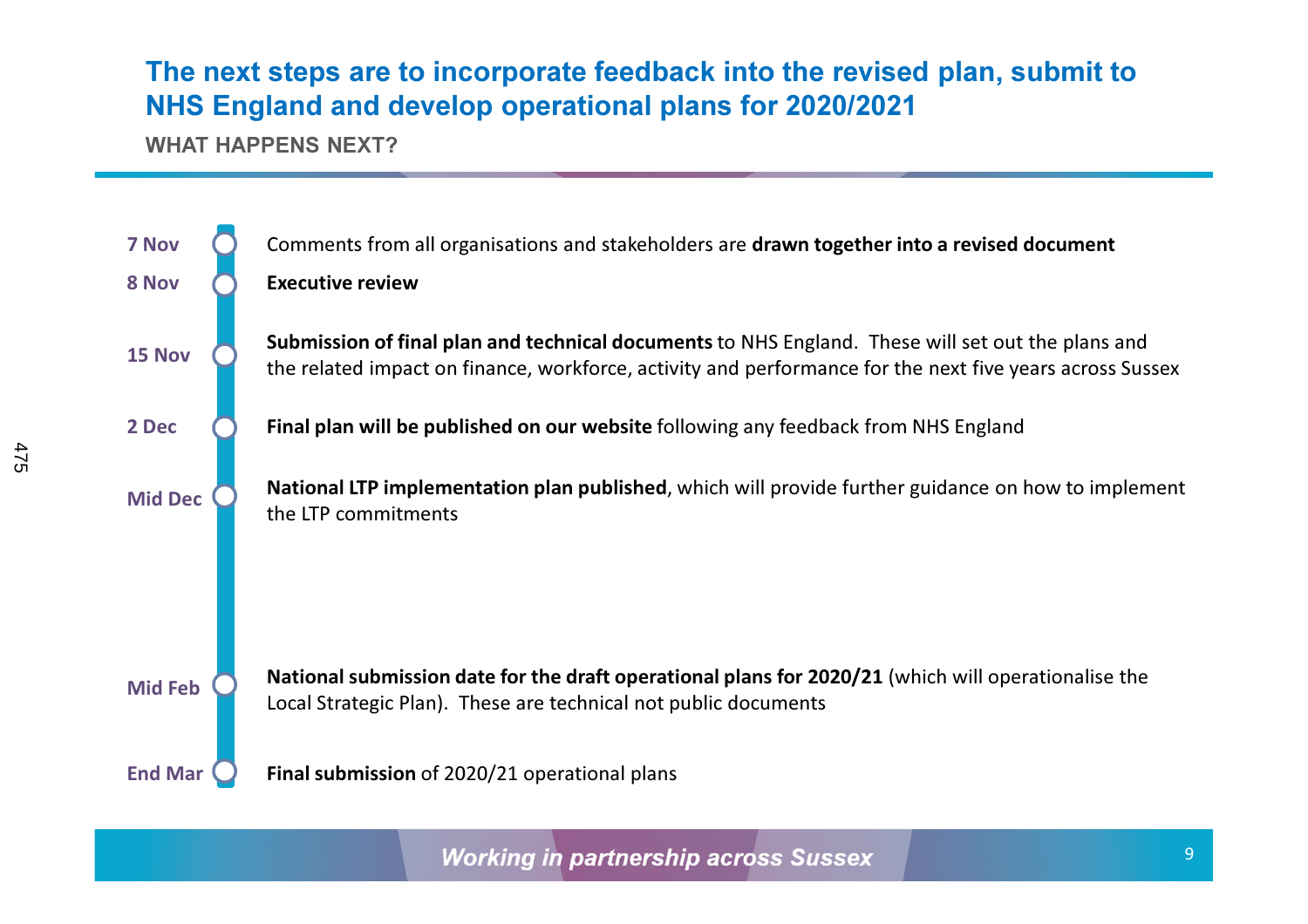# The next steps are to incorporate feedback into the revised plan, submit to NHS England and develop operational plans for 2020/2021

## WHAT HAPPENS NEXT?

- **7 Nov** — Comments from all organisations and stakeholders are **drawn together into a revised document**
- **8 Nov** — **Executive review**
- **15 Nov** — **Submission of final plan and technical documents** to NHS England. These will set out the plans and the related impact on finance, workforce, activity and performance for the next five years across Sussex
- **2 Dec** — **Final plan will be published on our website** following any feedback from NHS England
- **Mid Dec** — **National LTP implementation plan published**, which will provide further guidance on how to implement the LTP commitments
- **Mid Feb** — **National submission date for the draft operational plans for 2020/21** (which will operationalise the Local Strategic Plan). These are technical not public documents
- **End Mar** — **Final submission** of 2020/21 operational plans

*Working in partnership across Sussex*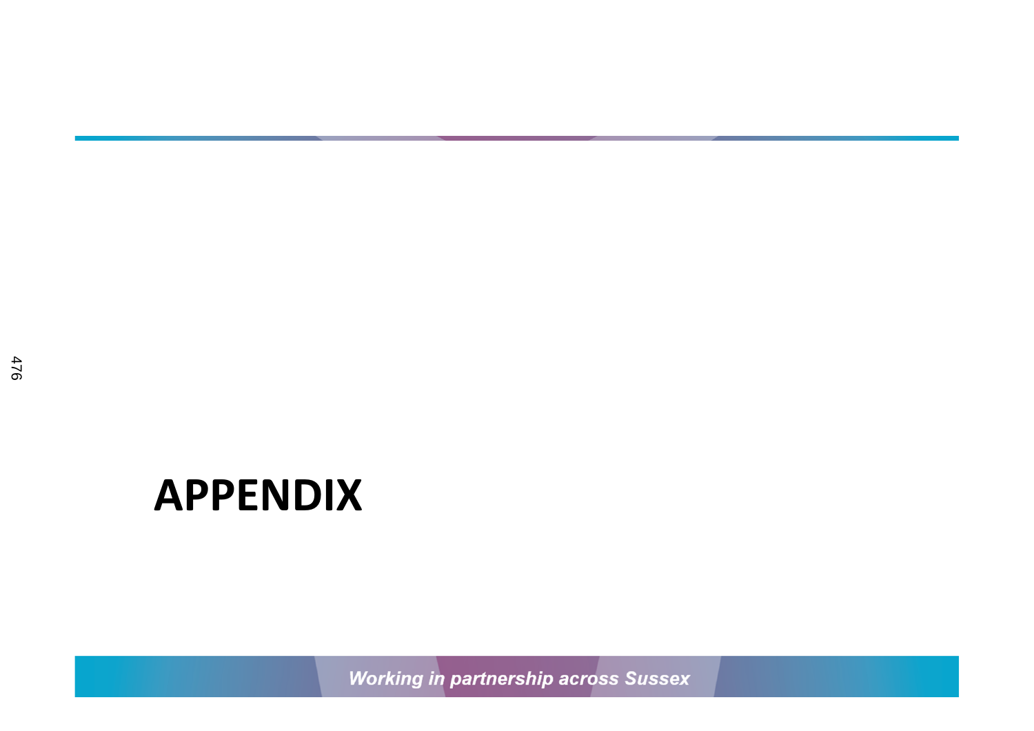# APPENDIX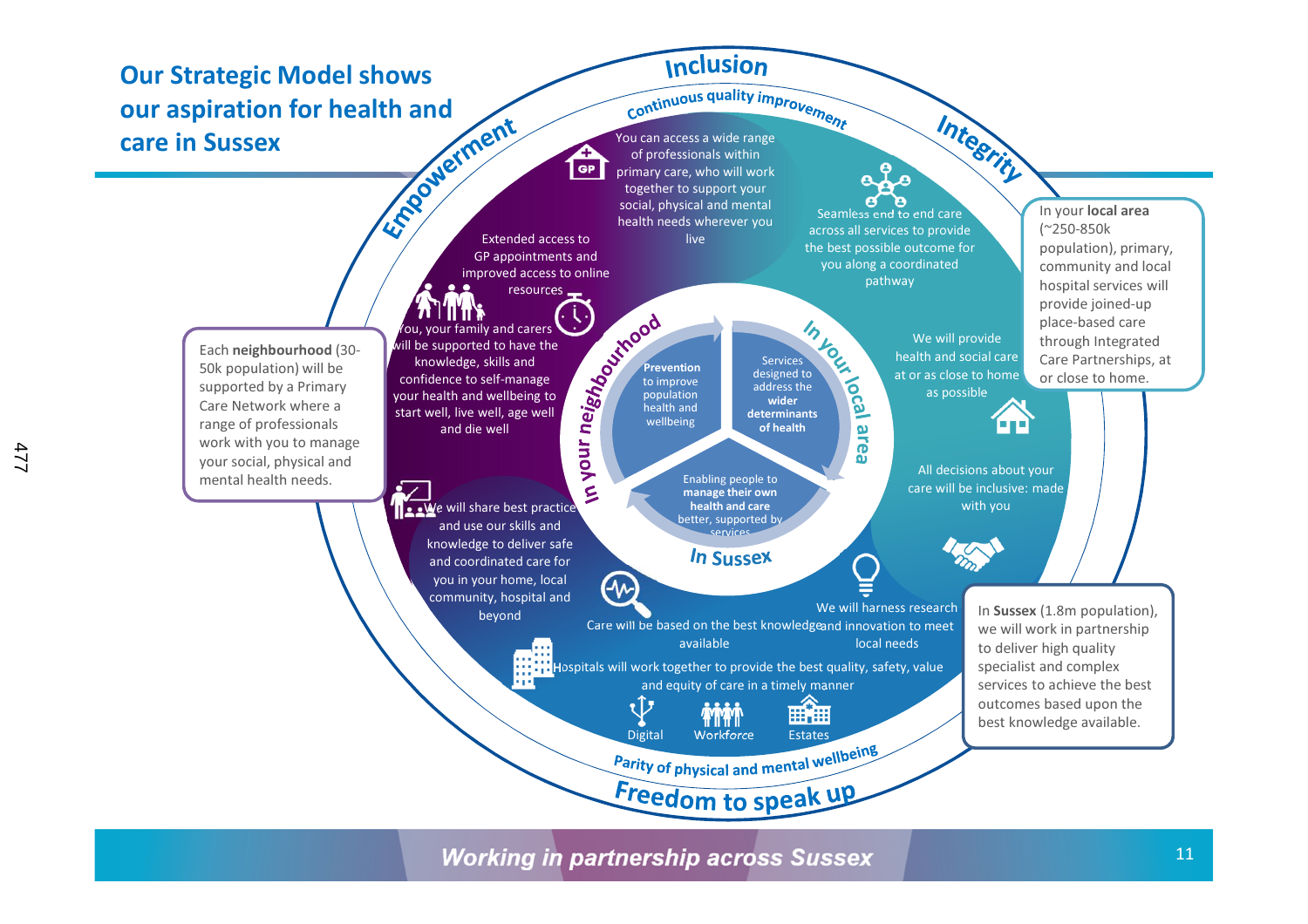# Our Strategic Model shows our aspiration for health and care in Sussex

Inclusion

Integrity

Empowerment

Freedom to speak up

Continuous quality improvement

Parity of physical and mental wellbeing

You can access a wide range of professionals within primary care, who will work together to support your social, physical and mental health needs wherever you live

Seamless end to end care across all services to provide the best possible outcome for you along a coordinated pathway

Extended access to GP appointments and improved access to online resources

You, your family and carers will be supported to have the knowledge, skills and confidence to self-manage your health and wellbeing to start well, live well, age well and die well

We will share best practice and use our skills and knowledge to deliver safe and coordinated care for you in your home, local community, hospital and beyond

We will provide health and social care at or as close to home as possible

All decisions about your care will be inclusive: made with you

Care will be based on the best knowledge available

We will harness research and innovation to meet local needs

Hospitals will work together to provide the best quality, safety, value and equity of care in a timely manner

Digital | Workforce | Estates

In your neighbourhood — In your local area — In Sussex

**Prevention** to improve population health and wellbeing

Services designed to address the **wider determinants of health**

Enabling people to **manage their own health and care** better, supported by services

Each **neighbourhood** (30-50k population) will be supported by a Primary Care Network where a range of professionals work with you to manage your social, physical and mental health needs.

In your **local area** (~250-850k population), primary, community and local hospital services will provide joined-up place-based care through Integrated Care Partnerships, at or close to home.

In **Sussex** (1.8m population), we will work in partnership to deliver high quality specialist and complex services to achieve the best outcomes based upon the best knowledge available.

*Working in partnership across Sussex*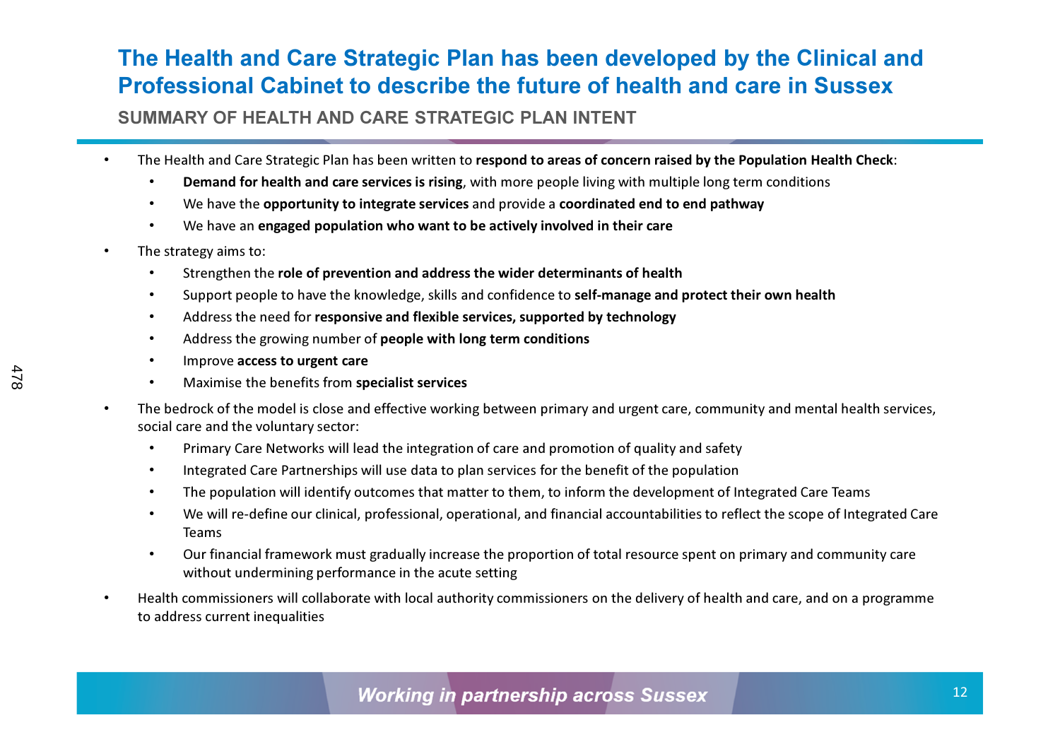# The Health and Care Strategic Plan has been developed by the Clinical and Professional Cabinet to describe the future of health and care in Sussex

## SUMMARY OF HEALTH AND CARE STRATEGIC PLAN INTENT

- The Health and Care Strategic Plan has been written to **respond to areas of concern raised by the Population Health Check**:
  - **Demand for health and care services is rising**, with more people living with multiple long term conditions
  - We have the **opportunity to integrate services** and provide a **coordinated end to end pathway**
  - We have an **engaged population who want to be actively involved in their care**
- The strategy aims to:
  - Strengthen the **role of prevention and address the wider determinants of health**
  - Support people to have the knowledge, skills and confidence to **self-manage and protect their own health**
  - Address the need for **responsive and flexible services, supported by technology**
  - Address the growing number of **people with long term conditions**
  - Improve **access to urgent care**
  - Maximise the benefits from **specialist services**
- The bedrock of the model is close and effective working between primary and urgent care, community and mental health services, social care and the voluntary sector:
  - Primary Care Networks will lead the integration of care and promotion of quality and safety
  - Integrated Care Partnerships will use data to plan services for the benefit of the population
  - The population will identify outcomes that matter to them, to inform the development of Integrated Care Teams
  - We will re-define our clinical, professional, operational, and financial accountabilities to reflect the scope of Integrated Care Teams
  - Our financial framework must gradually increase the proportion of total resource spent on primary and community care without undermining performance in the acute setting
- Health commissioners will collaborate with local authority commissioners on the delivery of health and care, and on a programme to address current inequalities

*Working in partnership across Sussex*